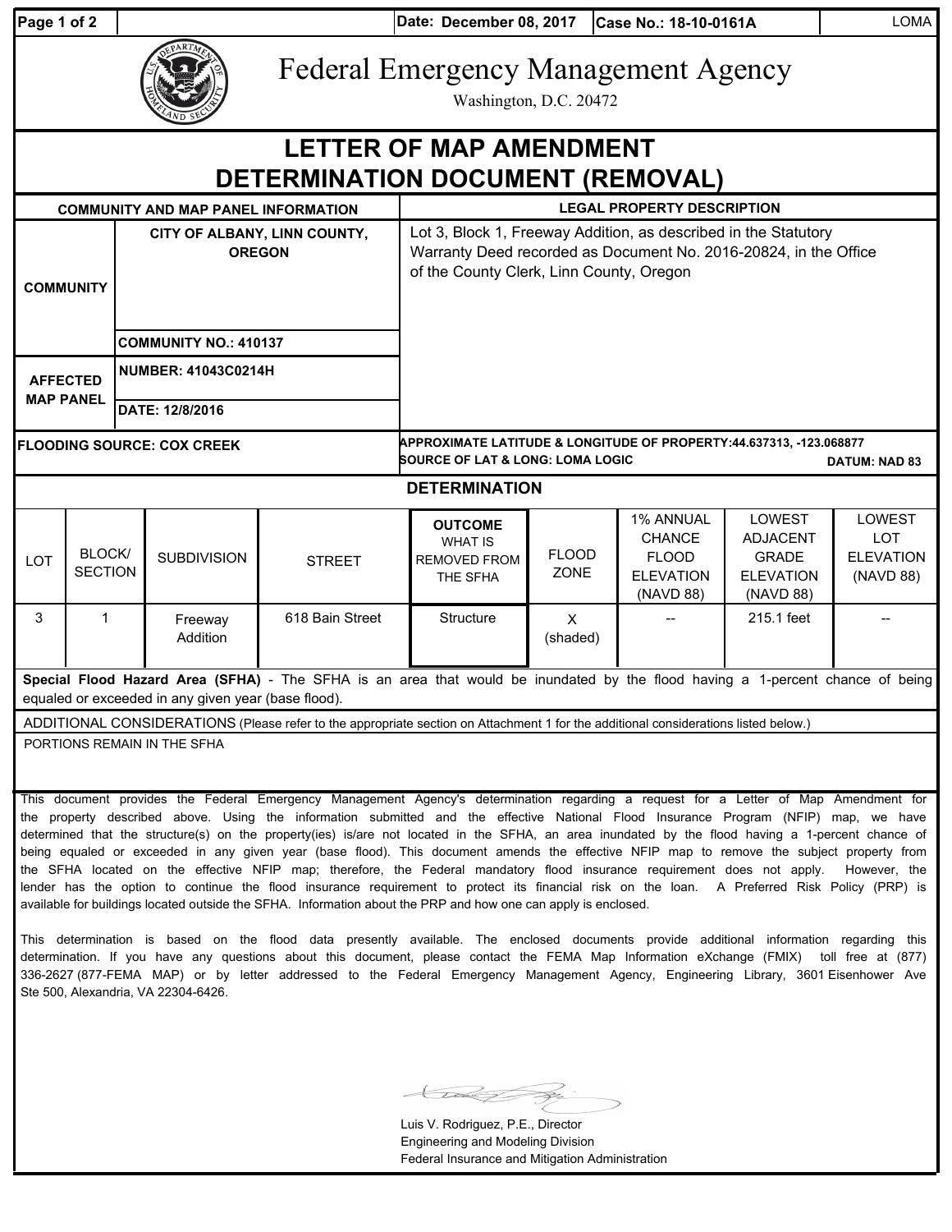Date: December 08, 2017 | Case No.: 18-10-0161A | LOMA

# Federal Emergency Management Agency

Washington, D.C. 20472

# LETTER OF MAP AMENDMENT DETERMINATION DOCUMENT (REMOVAL)

| COMMUNITY AND MAP PANEL INFORMATION | | LEGAL PROPERTY DESCRIPTION |
|---|---|---|
| COMMUNITY | CITY OF ALBANY, LINN COUNTY, OREGON | Lot 3, Block 1, Freeway Addition, as described in the Statutory Warranty Deed recorded as Document No. 2016-20824, in the Office of the County Clerk, Linn County, Oregon |
| | COMMUNITY NO.: 410137 | |
| AFFECTED MAP PANEL | NUMBER: 41043C0214H | |
| | DATE: 12/8/2016 | |

**FLOODING SOURCE: COX CREEK**

**APPROXIMATE LATITUDE & LONGITUDE OF PROPERTY:44.637313, -123.068877**
**SOURCE OF LAT & LONG: LOMA LOGIC** | **DATUM: NAD 83**

## DETERMINATION

| LOT | BLOCK/ SECTION | SUBDIVISION | STREET | OUTCOME WHAT IS REMOVED FROM THE SFHA | FLOOD ZONE | 1% ANNUAL CHANCE FLOOD ELEVATION (NAVD 88) | LOWEST ADJACENT GRADE ELEVATION (NAVD 88) | LOWEST LOT ELEVATION (NAVD 88) |
|---|---|---|---|---|---|---|---|---|
| 3 | 1 | Freeway Addition | 618 Bain Street | Structure | X (shaded) | -- | 215.1 feet | -- |

**Special Flood Hazard Area (SFHA)** - The SFHA is an area that would be inundated by the flood having a 1-percent chance of being equaled or exceeded in any given year (base flood).

ADDITIONAL CONSIDERATIONS (Please refer to the appropriate section on Attachment 1 for the additional considerations listed below.)

PORTIONS REMAIN IN THE SFHA

This document provides the Federal Emergency Management Agency's determination regarding a request for a Letter of Map Amendment for the property described above. Using the information submitted and the effective National Flood Insurance Program (NFIP) map, we have determined that the structure(s) on the property(ies) is/are not located in the SFHA, an area inundated by the flood having a 1-percent chance of being equaled or exceeded in any given year (base flood). This document amends the effective NFIP map to remove the subject property from the SFHA located on the effective NFIP map; therefore, the Federal mandatory flood insurance requirement does not apply. However, the lender has the option to continue the flood insurance requirement to protect its financial risk on the loan. A Preferred Risk Policy (PRP) is available for buildings located outside the SFHA. Information about the PRP and how one can apply is enclosed.

This determination is based on the flood data presently available. The enclosed documents provide additional information regarding this determination. If you have any questions about this document, please contact the FEMA Map Information eXchange (FMIX) toll free at (877) 336-2627 (877-FEMA MAP) or by letter addressed to the Federal Emergency Management Agency, Engineering Library, 3601 Eisenhower Ave Ste 500, Alexandria, VA 22304-6426.

Luis V. Rodriguez, P.E., Director
Engineering and Modeling Division
Federal Insurance and Mitigation Administration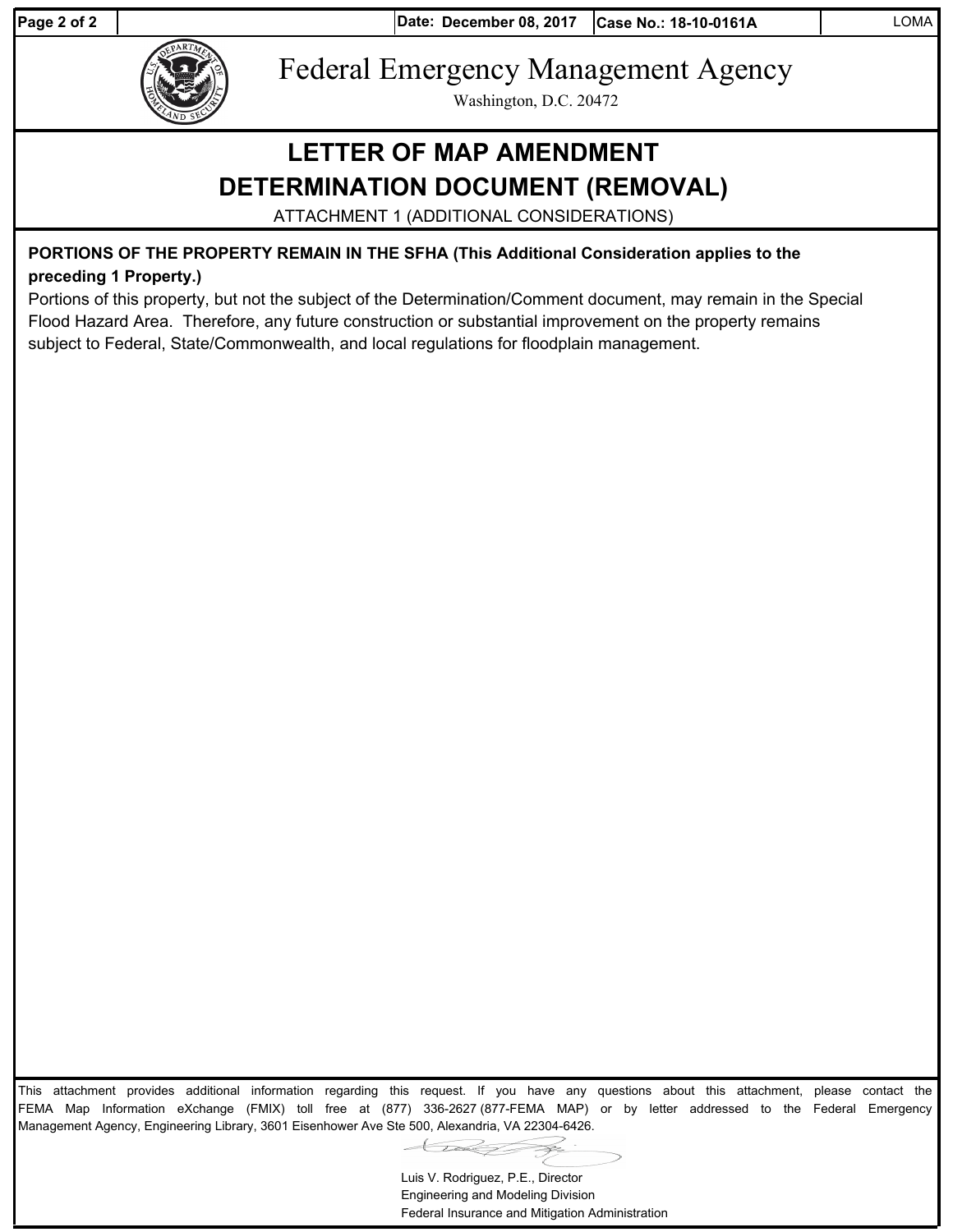Date: December 08, 2017 | Case No.: 18-10-0161A | LOMA

# Federal Emergency Management Agency

Washington, D.C. 20472

## LETTER OF MAP AMENDMENT DETERMINATION DOCUMENT (REMOVAL)

ATTACHMENT 1 (ADDITIONAL CONSIDERATIONS)

**PORTIONS OF THE PROPERTY REMAIN IN THE SFHA (This Additional Consideration applies to the preceding 1 Property.)**

Portions of this property, but not the subject of the Determination/Comment document, may remain in the Special Flood Hazard Area. Therefore, any future construction or substantial improvement on the property remains subject to Federal, State/Commonwealth, and local regulations for floodplain management.

This attachment provides additional information regarding this request. If you have any questions about this attachment, please contact the FEMA Map Information eXchange (FMIX) toll free at (877) 336-2627 (877-FEMA MAP) or by letter addressed to the Federal Emergency Management Agency, Engineering Library, 3601 Eisenhower Ave Ste 500, Alexandria, VA 22304-6426.

Luis V. Rodriguez, P.E., Director
Engineering and Modeling Division
Federal Insurance and Mitigation Administration